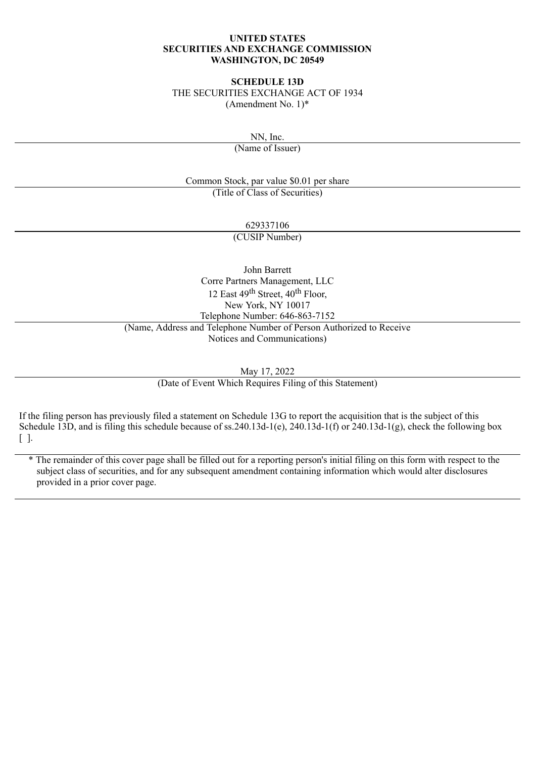**UNITED STATES**
**SECURITIES AND EXCHANGE COMMISSION**
**WASHINGTON, DC 20549**

**SCHEDULE 13D**

THE SECURITIES EXCHANGE ACT OF 1934

(Amendment No. 1)*

NN, Inc.

(Name of Issuer)

Common Stock, par value $0.01 per share

(Title of Class of Securities)

629337106

(CUSIP Number)

John Barrett
Corre Partners Management, LLC
12 East 49th Street, 40th Floor,
New York, NY 10017
Telephone Number: 646-863-7152

(Name, Address and Telephone Number of Person Authorized to Receive Notices and Communications)

May 17, 2022

(Date of Event Which Requires Filing of this Statement)

If the filing person has previously filed a statement on Schedule 13G to report the acquisition that is the subject of this Schedule 13D, and is filing this schedule because of ss.240.13d-1(e), 240.13d-1(f) or 240.13d-1(g), check the following box [ ].

* The remainder of this cover page shall be filled out for a reporting person's initial filing on this form with respect to the subject class of securities, and for any subsequent amendment containing information which would alter disclosures provided in a prior cover page.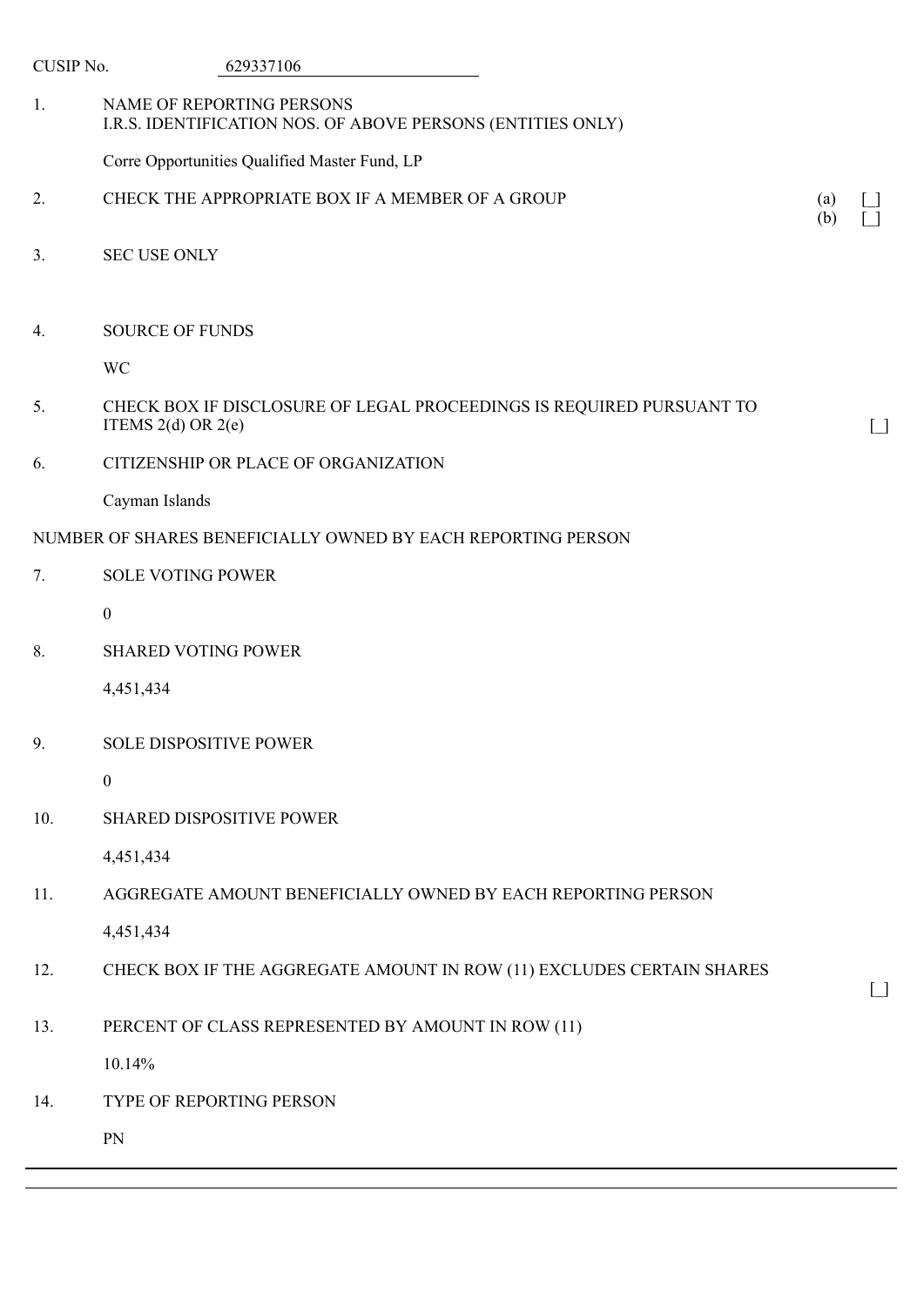CUSIP No. 629337106

| | | |
|---|---|---|
| 1. | NAME OF REPORTING PERSONS<br>I.R.S. IDENTIFICATION NOS. OF ABOVE PERSONS (ENTITIES ONLY)<br><br>Corre Opportunities Qualified Master Fund, LP | |
| 2. | CHECK THE APPROPRIATE BOX IF A MEMBER OF A GROUP | (a) [_]<br>(b) [_] |
| 3. | SEC USE ONLY | |
| 4. | SOURCE OF FUNDS<br><br>WC | |
| 5. | CHECK BOX IF DISCLOSURE OF LEGAL PROCEEDINGS IS REQUIRED PURSUANT TO ITEMS 2(d) OR 2(e) | [_] |
| 6. | CITIZENSHIP OR PLACE OF ORGANIZATION<br><br>Cayman Islands | |

NUMBER OF SHARES BENEFICIALLY OWNED BY EACH REPORTING PERSON

| | | |
|---|---|---|
| 7. | SOLE VOTING POWER<br><br>0 | |
| 8. | SHARED VOTING POWER<br><br>4,451,434 | |
| 9. | SOLE DISPOSITIVE POWER<br><br>0 | |
| 10. | SHARED DISPOSITIVE POWER<br><br>4,451,434 | |
| 11. | AGGREGATE AMOUNT BENEFICIALLY OWNED BY EACH REPORTING PERSON<br><br>4,451,434 | |
| 12. | CHECK BOX IF THE AGGREGATE AMOUNT IN ROW (11) EXCLUDES CERTAIN SHARES | [_] |
| 13. | PERCENT OF CLASS REPRESENTED BY AMOUNT IN ROW (11)<br><br>10.14% | |
| 14. | TYPE OF REPORTING PERSON<br><br>PN | |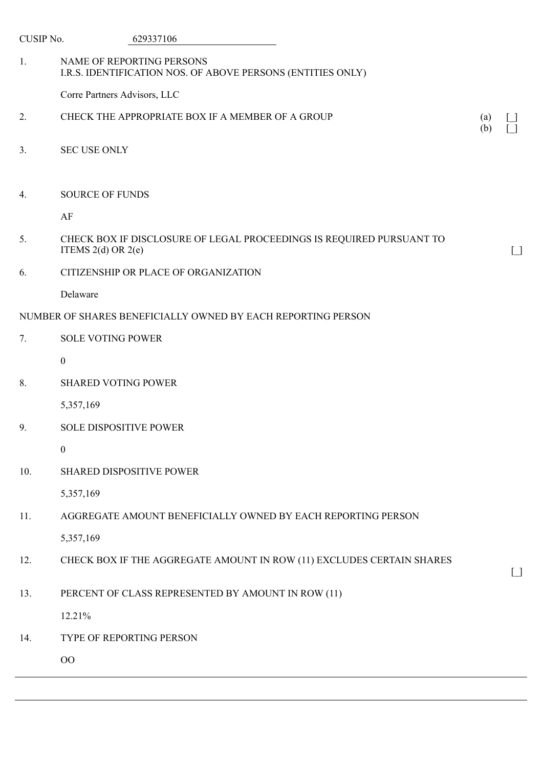CUSIP No. 629337106

1. NAME OF REPORTING PERSONS
I.R.S. IDENTIFICATION NOS. OF ABOVE PERSONS (ENTITIES ONLY)

Corre Partners Advisors, LLC

2. CHECK THE APPROPRIATE BOX IF A MEMBER OF A GROUP (a) [_] (b) [_]

3. SEC USE ONLY

4. SOURCE OF FUNDS

AF

5. CHECK BOX IF DISCLOSURE OF LEGAL PROCEEDINGS IS REQUIRED PURSUANT TO ITEMS 2(d) OR 2(e) [_]

6. CITIZENSHIP OR PLACE OF ORGANIZATION

Delaware

NUMBER OF SHARES BENEFICIALLY OWNED BY EACH REPORTING PERSON

7. SOLE VOTING POWER

0

8. SHARED VOTING POWER

5,357,169

9. SOLE DISPOSITIVE POWER

0

10. SHARED DISPOSITIVE POWER

5,357,169

11. AGGREGATE AMOUNT BENEFICIALLY OWNED BY EACH REPORTING PERSON

5,357,169

12. CHECK BOX IF THE AGGREGATE AMOUNT IN ROW (11) EXCLUDES CERTAIN SHARES [_]

13. PERCENT OF CLASS REPRESENTED BY AMOUNT IN ROW (11)

12.21%

14. TYPE OF REPORTING PERSON

OO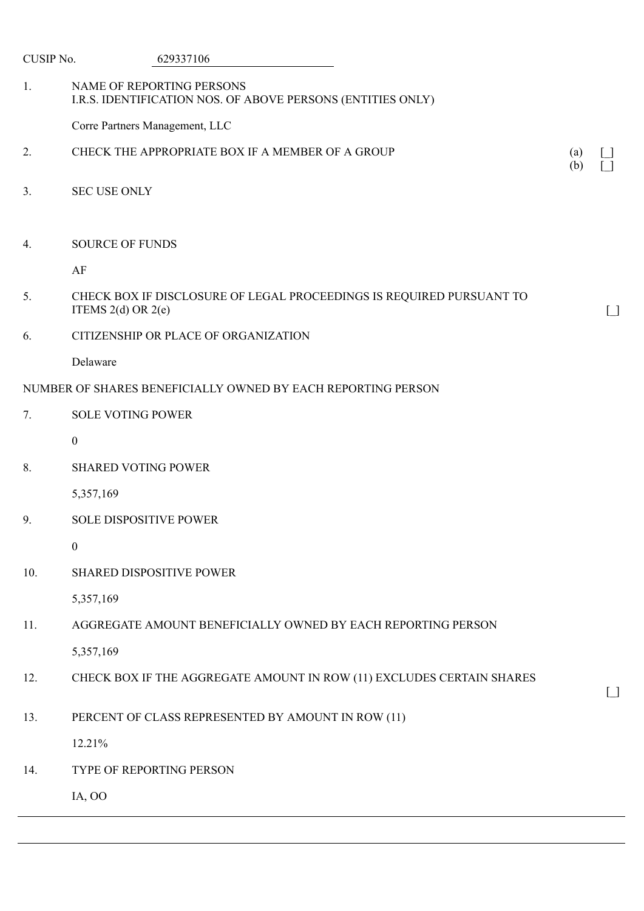CUSIP No. 629337106

| | | |
|---|---|---|
| 1. | NAME OF REPORTING PERSONS<br>I.R.S. IDENTIFICATION NOS. OF ABOVE PERSONS (ENTITIES ONLY)<br><br>Corre Partners Management, LLC | |
| 2. | CHECK THE APPROPRIATE BOX IF A MEMBER OF A GROUP | (a) [_]<br>(b) [_] |
| 3. | SEC USE ONLY | |
| 4. | SOURCE OF FUNDS<br><br>AF | |
| 5. | CHECK BOX IF DISCLOSURE OF LEGAL PROCEEDINGS IS REQUIRED PURSUANT TO ITEMS 2(d) OR 2(e) | [_] |
| 6. | CITIZENSHIP OR PLACE OF ORGANIZATION<br><br>Delaware | |

NUMBER OF SHARES BENEFICIALLY OWNED BY EACH REPORTING PERSON

| | | |
|---|---|---|
| 7. | SOLE VOTING POWER<br><br>0 | |
| 8. | SHARED VOTING POWER<br><br>5,357,169 | |
| 9. | SOLE DISPOSITIVE POWER<br><br>0 | |
| 10. | SHARED DISPOSITIVE POWER<br><br>5,357,169 | |
| 11. | AGGREGATE AMOUNT BENEFICIALLY OWNED BY EACH REPORTING PERSON<br><br>5,357,169 | |
| 12. | CHECK BOX IF THE AGGREGATE AMOUNT IN ROW (11) EXCLUDES CERTAIN SHARES | [_] |
| 13. | PERCENT OF CLASS REPRESENTED BY AMOUNT IN ROW (11)<br><br>12.21% | |
| 14. | TYPE OF REPORTING PERSON<br><br>IA, OO | |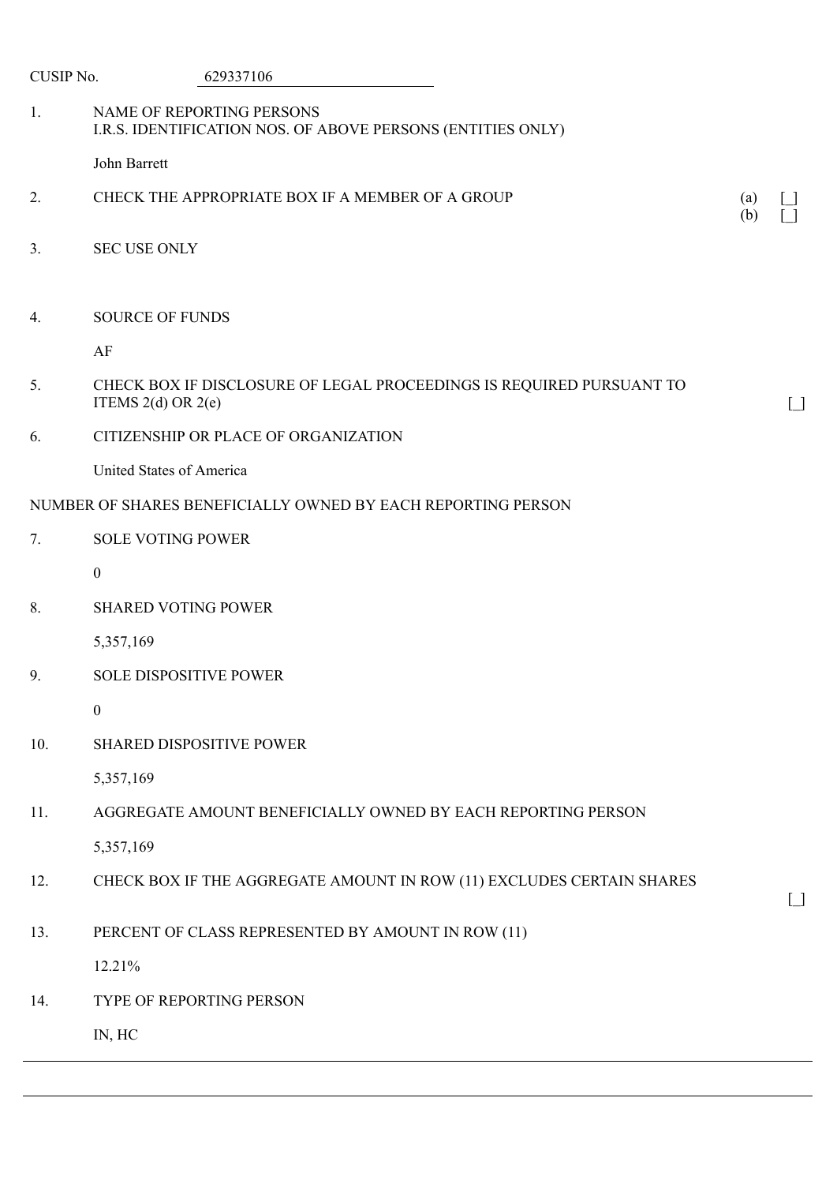CUSIP No. 629337106

1. NAME OF REPORTING PERSONS
   I.R.S. IDENTIFICATION NOS. OF ABOVE PERSONS (ENTITIES ONLY)

   John Barrett

2. CHECK THE APPROPRIATE BOX IF A MEMBER OF A GROUP (a) [_] (b) [_]

3. SEC USE ONLY

4. SOURCE OF FUNDS

   AF

5. CHECK BOX IF DISCLOSURE OF LEGAL PROCEEDINGS IS REQUIRED PURSUANT TO ITEMS 2(d) OR 2(e) [_]

6. CITIZENSHIP OR PLACE OF ORGANIZATION

   United States of America

NUMBER OF SHARES BENEFICIALLY OWNED BY EACH REPORTING PERSON

7. SOLE VOTING POWER

   0

8. SHARED VOTING POWER

   5,357,169

9. SOLE DISPOSITIVE POWER

   0

10. SHARED DISPOSITIVE POWER

    5,357,169

11. AGGREGATE AMOUNT BENEFICIALLY OWNED BY EACH REPORTING PERSON

    5,357,169

12. CHECK BOX IF THE AGGREGATE AMOUNT IN ROW (11) EXCLUDES CERTAIN SHARES [_]

13. PERCENT OF CLASS REPRESENTED BY AMOUNT IN ROW (11)

    12.21%

14. TYPE OF REPORTING PERSON

    IN, HC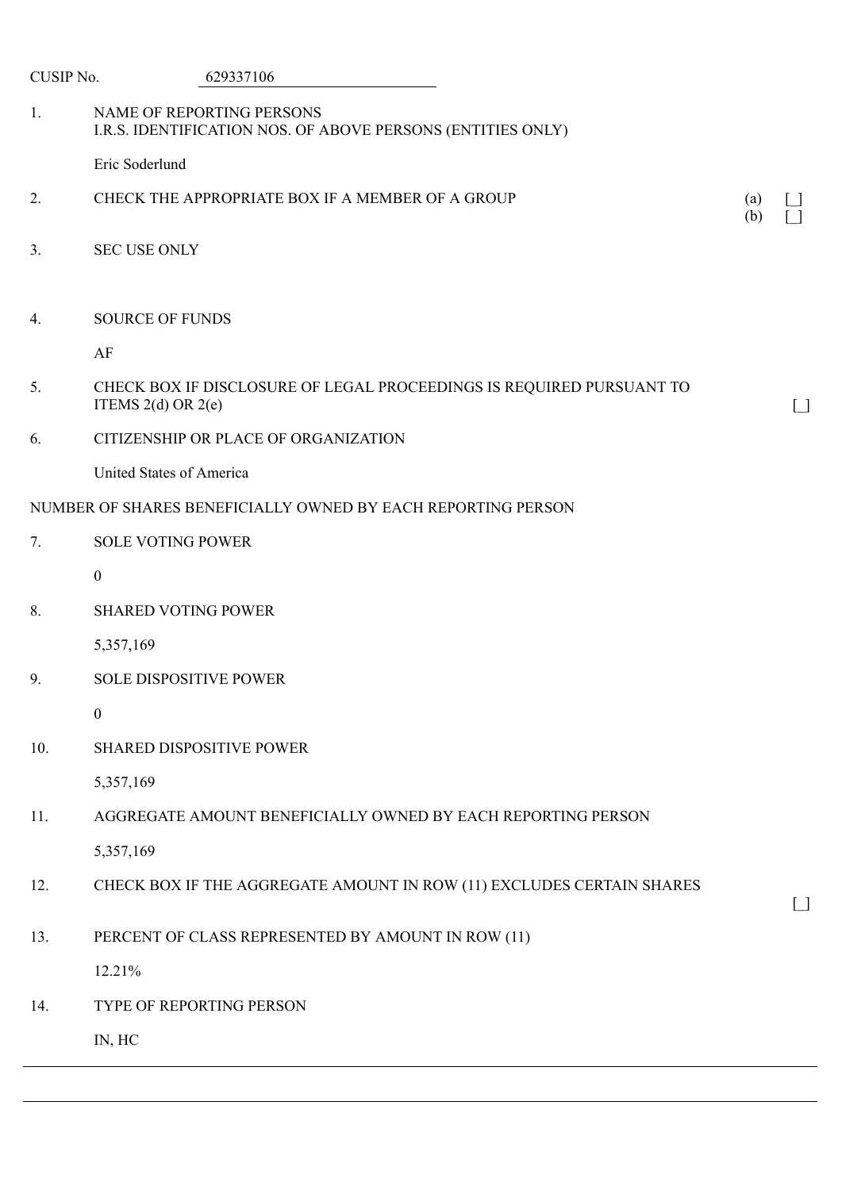CUSIP No. 629337106

1. NAME OF REPORTING PERSONS
   I.R.S. IDENTIFICATION NOS. OF ABOVE PERSONS (ENTITIES ONLY)

   Eric Soderlund

2. CHECK THE APPROPRIATE BOX IF A MEMBER OF A GROUP (a) [_]
   (b) [_]

3. SEC USE ONLY

4. SOURCE OF FUNDS

   AF

5. CHECK BOX IF DISCLOSURE OF LEGAL PROCEEDINGS IS REQUIRED PURSUANT TO ITEMS 2(d) OR 2(e) [_]

6. CITIZENSHIP OR PLACE OF ORGANIZATION

   United States of America

NUMBER OF SHARES BENEFICIALLY OWNED BY EACH REPORTING PERSON

7. SOLE VOTING POWER

   0

8. SHARED VOTING POWER

   5,357,169

9. SOLE DISPOSITIVE POWER

   0

10. SHARED DISPOSITIVE POWER

    5,357,169

11. AGGREGATE AMOUNT BENEFICIALLY OWNED BY EACH REPORTING PERSON

    5,357,169

12. CHECK BOX IF THE AGGREGATE AMOUNT IN ROW (11) EXCLUDES CERTAIN SHARES [_]

13. PERCENT OF CLASS REPRESENTED BY AMOUNT IN ROW (11)

    12.21%

14. TYPE OF REPORTING PERSON

    IN, HC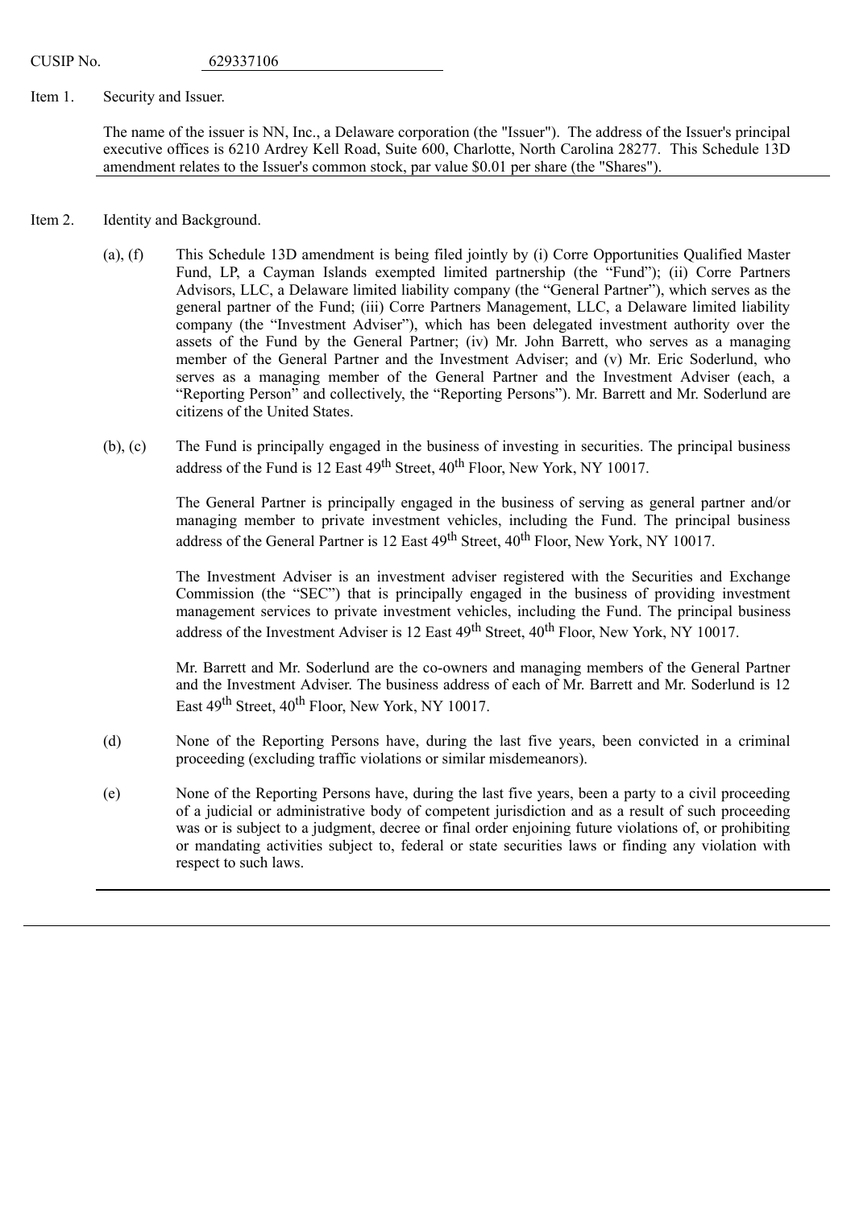CUSIP No. 629337106

Item 1. Security and Issuer.

The name of the issuer is NN, Inc., a Delaware corporation (the "Issuer"). The address of the Issuer's principal executive offices is 6210 Ardrey Kell Road, Suite 600, Charlotte, North Carolina 28277. This Schedule 13D amendment relates to the Issuer's common stock, par value $0.01 per share (the "Shares").

Item 2. Identity and Background.

(a), (f) This Schedule 13D amendment is being filed jointly by (i) Corre Opportunities Qualified Master Fund, LP, a Cayman Islands exempted limited partnership (the "Fund"); (ii) Corre Partners Advisors, LLC, a Delaware limited liability company (the "General Partner"), which serves as the general partner of the Fund; (iii) Corre Partners Management, LLC, a Delaware limited liability company (the "Investment Adviser"), which has been delegated investment authority over the assets of the Fund by the General Partner; (iv) Mr. John Barrett, who serves as a managing member of the General Partner and the Investment Adviser; and (v) Mr. Eric Soderlund, who serves as a managing member of the General Partner and the Investment Adviser (each, a "Reporting Person" and collectively, the "Reporting Persons"). Mr. Barrett and Mr. Soderlund are citizens of the United States.

(b), (c) The Fund is principally engaged in the business of investing in securities. The principal business address of the Fund is 12 East 49th Street, 40th Floor, New York, NY 10017.

The General Partner is principally engaged in the business of serving as general partner and/or managing member to private investment vehicles, including the Fund. The principal business address of the General Partner is 12 East 49th Street, 40th Floor, New York, NY 10017.

The Investment Adviser is an investment adviser registered with the Securities and Exchange Commission (the "SEC") that is principally engaged in the business of providing investment management services to private investment vehicles, including the Fund. The principal business address of the Investment Adviser is 12 East 49th Street, 40th Floor, New York, NY 10017.

Mr. Barrett and Mr. Soderlund are the co-owners and managing members of the General Partner and the Investment Adviser. The business address of each of Mr. Barrett and Mr. Soderlund is 12 East 49th Street, 40th Floor, New York, NY 10017.

(d) None of the Reporting Persons have, during the last five years, been convicted in a criminal proceeding (excluding traffic violations or similar misdemeanors).

(e) None of the Reporting Persons have, during the last five years, been a party to a civil proceeding of a judicial or administrative body of competent jurisdiction and as a result of such proceeding was or is subject to a judgment, decree or final order enjoining future violations of, or prohibiting or mandating activities subject to, federal or state securities laws or finding any violation with respect to such laws.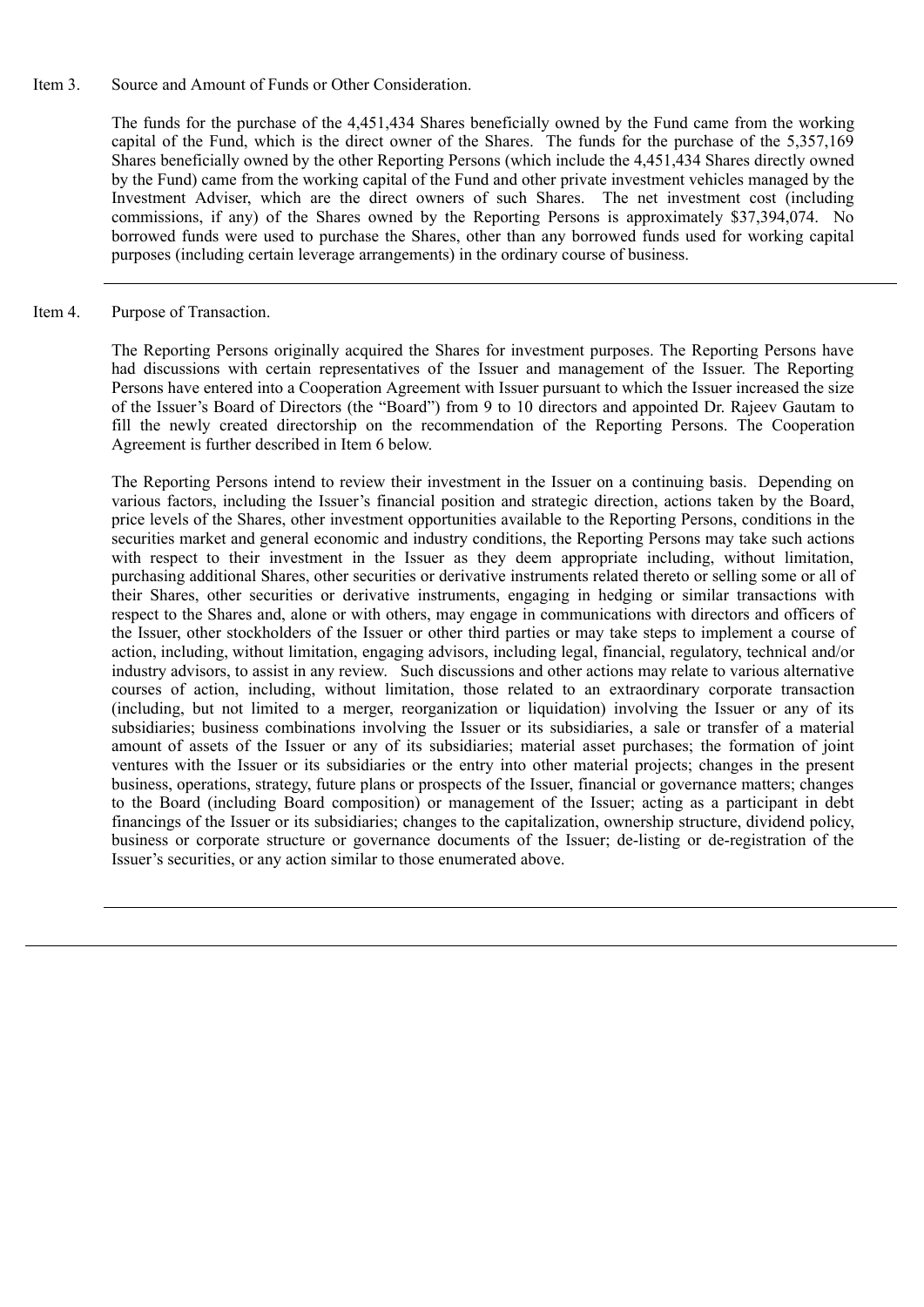Item 3. Source and Amount of Funds or Other Consideration.

The funds for the purchase of the 4,451,434 Shares beneficially owned by the Fund came from the working capital of the Fund, which is the direct owner of the Shares. The funds for the purchase of the 5,357,169 Shares beneficially owned by the other Reporting Persons (which include the 4,451,434 Shares directly owned by the Fund) came from the working capital of the Fund and other private investment vehicles managed by the Investment Adviser, which are the direct owners of such Shares. The net investment cost (including commissions, if any) of the Shares owned by the Reporting Persons is approximately $37,394,074. No borrowed funds were used to purchase the Shares, other than any borrowed funds used for working capital purposes (including certain leverage arrangements) in the ordinary course of business.

---

Item 4. Purpose of Transaction.

The Reporting Persons originally acquired the Shares for investment purposes. The Reporting Persons have had discussions with certain representatives of the Issuer and management of the Issuer. The Reporting Persons have entered into a Cooperation Agreement with Issuer pursuant to which the Issuer increased the size of the Issuer's Board of Directors (the "Board") from 9 to 10 directors and appointed Dr. Rajeev Gautam to fill the newly created directorship on the recommendation of the Reporting Persons. The Cooperation Agreement is further described in Item 6 below.

The Reporting Persons intend to review their investment in the Issuer on a continuing basis. Depending on various factors, including the Issuer's financial position and strategic direction, actions taken by the Board, price levels of the Shares, other investment opportunities available to the Reporting Persons, conditions in the securities market and general economic and industry conditions, the Reporting Persons may take such actions with respect to their investment in the Issuer as they deem appropriate including, without limitation, purchasing additional Shares, other securities or derivative instruments related thereto or selling some or all of their Shares, other securities or derivative instruments, engaging in hedging or similar transactions with respect to the Shares and, alone or with others, may engage in communications with directors and officers of the Issuer, other stockholders of the Issuer or other third parties or may take steps to implement a course of action, including, without limitation, engaging advisors, including legal, financial, regulatory, technical and/or industry advisors, to assist in any review. Such discussions and other actions may relate to various alternative courses of action, including, without limitation, those related to an extraordinary corporate transaction (including, but not limited to a merger, reorganization or liquidation) involving the Issuer or any of its subsidiaries; business combinations involving the Issuer or its subsidiaries, a sale or transfer of a material amount of assets of the Issuer or any of its subsidiaries; material asset purchases; the formation of joint ventures with the Issuer or its subsidiaries or the entry into other material projects; changes in the present business, operations, strategy, future plans or prospects of the Issuer, financial or governance matters; changes to the Board (including Board composition) or management of the Issuer; acting as a participant in debt financings of the Issuer or its subsidiaries; changes to the capitalization, ownership structure, dividend policy, business or corporate structure or governance documents of the Issuer; de-listing or de-registration of the Issuer's securities, or any action similar to those enumerated above.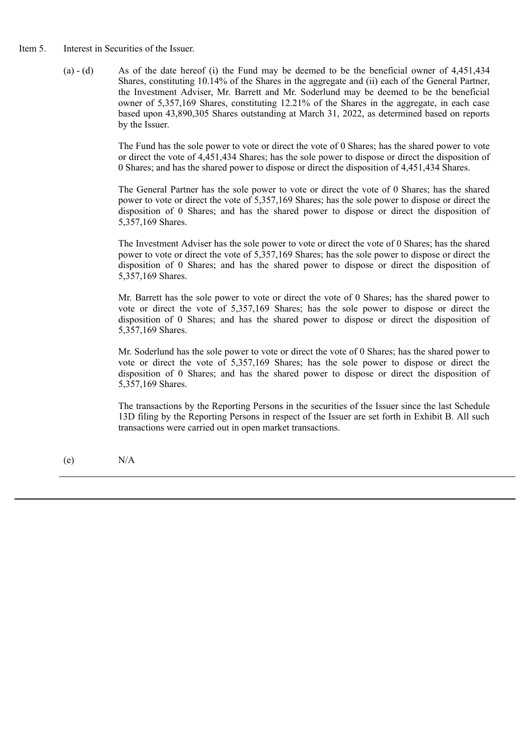Item 5. Interest in Securities of the Issuer.

(a) - (d) As of the date hereof (i) the Fund may be deemed to be the beneficial owner of 4,451,434 Shares, constituting 10.14% of the Shares in the aggregate and (ii) each of the General Partner, the Investment Adviser, Mr. Barrett and Mr. Soderlund may be deemed to be the beneficial owner of 5,357,169 Shares, constituting 12.21% of the Shares in the aggregate, in each case based upon 43,890,305 Shares outstanding at March 31, 2022, as determined based on reports by the Issuer.

The Fund has the sole power to vote or direct the vote of 0 Shares; has the shared power to vote or direct the vote of 4,451,434 Shares; has the sole power to dispose or direct the disposition of 0 Shares; and has the shared power to dispose or direct the disposition of 4,451,434 Shares.

The General Partner has the sole power to vote or direct the vote of 0 Shares; has the shared power to vote or direct the vote of 5,357,169 Shares; has the sole power to dispose or direct the disposition of 0 Shares; and has the shared power to dispose or direct the disposition of 5,357,169 Shares.

The Investment Adviser has the sole power to vote or direct the vote of 0 Shares; has the shared power to vote or direct the vote of 5,357,169 Shares; has the sole power to dispose or direct the disposition of 0 Shares; and has the shared power to dispose or direct the disposition of 5,357,169 Shares.

Mr. Barrett has the sole power to vote or direct the vote of 0 Shares; has the shared power to vote or direct the vote of 5,357,169 Shares; has the sole power to dispose or direct the disposition of 0 Shares; and has the shared power to dispose or direct the disposition of 5,357,169 Shares.

Mr. Soderlund has the sole power to vote or direct the vote of 0 Shares; has the shared power to vote or direct the vote of 5,357,169 Shares; has the sole power to dispose or direct the disposition of 0 Shares; and has the shared power to dispose or direct the disposition of 5,357,169 Shares.

The transactions by the Reporting Persons in the securities of the Issuer since the last Schedule 13D filing by the Reporting Persons in respect of the Issuer are set forth in Exhibit B. All such transactions were carried out in open market transactions.

(e) N/A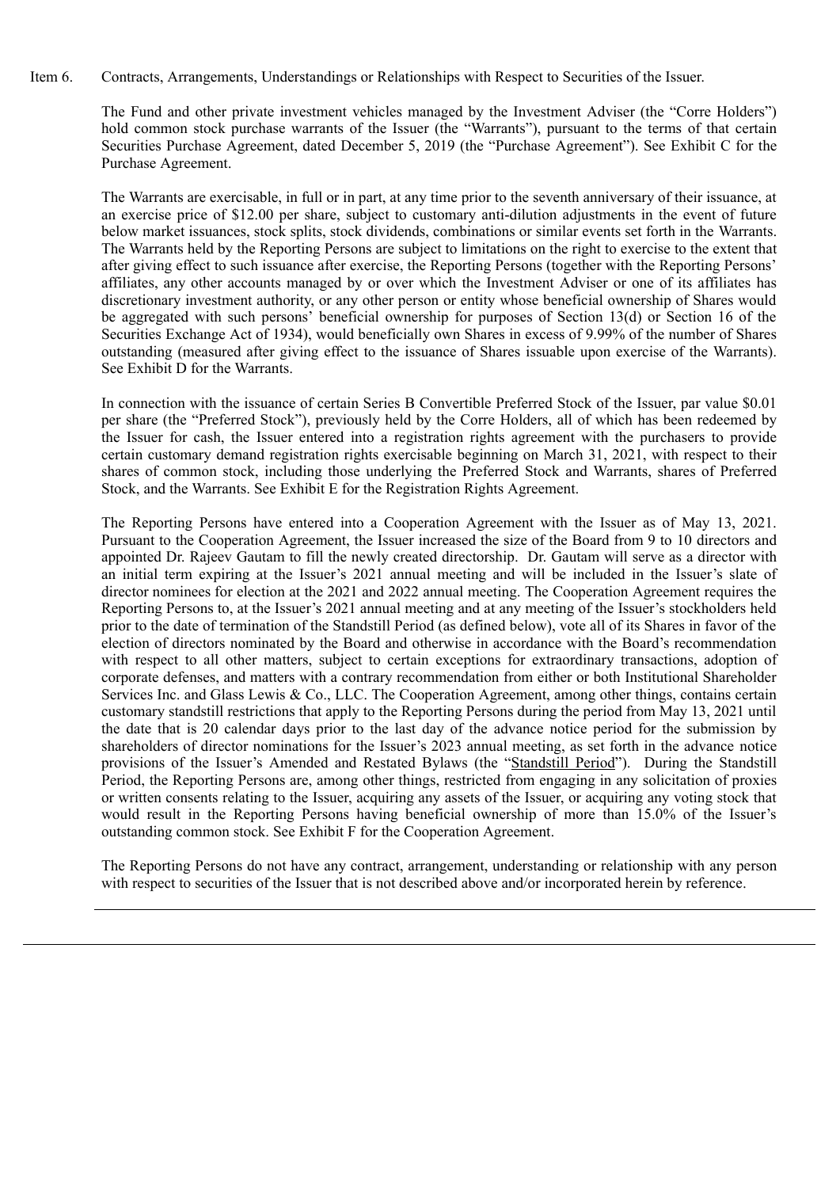Item 6. Contracts, Arrangements, Understandings or Relationships with Respect to Securities of the Issuer.

The Fund and other private investment vehicles managed by the Investment Adviser (the "Corre Holders") hold common stock purchase warrants of the Issuer (the "Warrants"), pursuant to the terms of that certain Securities Purchase Agreement, dated December 5, 2019 (the "Purchase Agreement"). See Exhibit C for the Purchase Agreement.

The Warrants are exercisable, in full or in part, at any time prior to the seventh anniversary of their issuance, at an exercise price of $12.00 per share, subject to customary anti-dilution adjustments in the event of future below market issuances, stock splits, stock dividends, combinations or similar events set forth in the Warrants. The Warrants held by the Reporting Persons are subject to limitations on the right to exercise to the extent that after giving effect to such issuance after exercise, the Reporting Persons (together with the Reporting Persons' affiliates, any other accounts managed by or over which the Investment Adviser or one of its affiliates has discretionary investment authority, or any other person or entity whose beneficial ownership of Shares would be aggregated with such persons' beneficial ownership for purposes of Section 13(d) or Section 16 of the Securities Exchange Act of 1934), would beneficially own Shares in excess of 9.99% of the number of Shares outstanding (measured after giving effect to the issuance of Shares issuable upon exercise of the Warrants). See Exhibit D for the Warrants.

In connection with the issuance of certain Series B Convertible Preferred Stock of the Issuer, par value $0.01 per share (the "Preferred Stock"), previously held by the Corre Holders, all of which has been redeemed by the Issuer for cash, the Issuer entered into a registration rights agreement with the purchasers to provide certain customary demand registration rights exercisable beginning on March 31, 2021, with respect to their shares of common stock, including those underlying the Preferred Stock and Warrants, shares of Preferred Stock, and the Warrants. See Exhibit E for the Registration Rights Agreement.

The Reporting Persons have entered into a Cooperation Agreement with the Issuer as of May 13, 2021. Pursuant to the Cooperation Agreement, the Issuer increased the size of the Board from 9 to 10 directors and appointed Dr. Rajeev Gautam to fill the newly created directorship. Dr. Gautam will serve as a director with an initial term expiring at the Issuer's 2021 annual meeting and will be included in the Issuer's slate of director nominees for election at the 2021 and 2022 annual meeting. The Cooperation Agreement requires the Reporting Persons to, at the Issuer's 2021 annual meeting and at any meeting of the Issuer's stockholders held prior to the date of termination of the Standstill Period (as defined below), vote all of its Shares in favor of the election of directors nominated by the Board and otherwise in accordance with the Board's recommendation with respect to all other matters, subject to certain exceptions for extraordinary transactions, adoption of corporate defenses, and matters with a contrary recommendation from either or both Institutional Shareholder Services Inc. and Glass Lewis & Co., LLC. The Cooperation Agreement, among other things, contains certain customary standstill restrictions that apply to the Reporting Persons during the period from May 13, 2021 until the date that is 20 calendar days prior to the last day of the advance notice period for the submission by shareholders of director nominations for the Issuer's 2023 annual meeting, as set forth in the advance notice provisions of the Issuer's Amended and Restated Bylaws (the "Standstill Period"). During the Standstill Period, the Reporting Persons are, among other things, restricted from engaging in any solicitation of proxies or written consents relating to the Issuer, acquiring any assets of the Issuer, or acquiring any voting stock that would result in the Reporting Persons having beneficial ownership of more than 15.0% of the Issuer's outstanding common stock. See Exhibit F for the Cooperation Agreement.

The Reporting Persons do not have any contract, arrangement, understanding or relationship with any person with respect to securities of the Issuer that is not described above and/or incorporated herein by reference.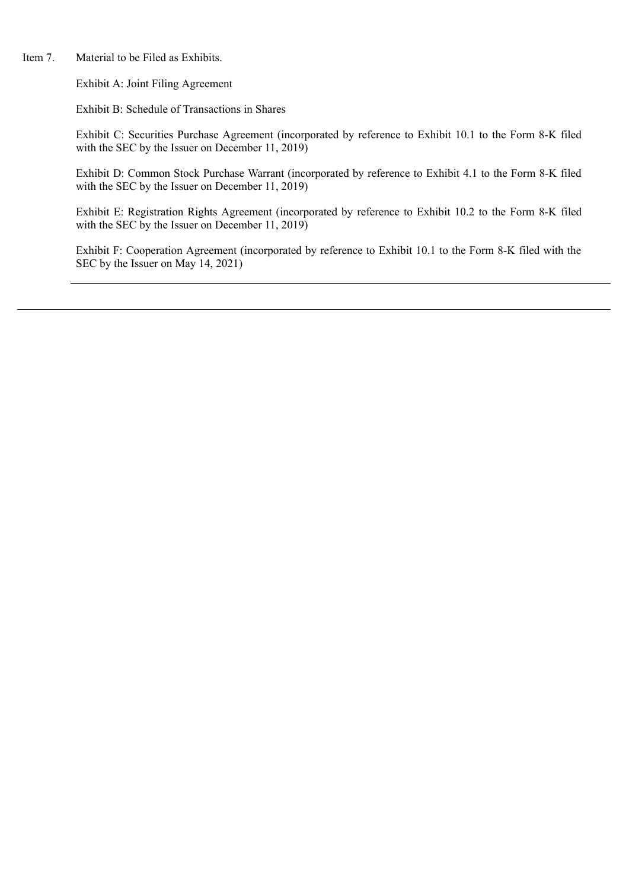Item 7. Material to be Filed as Exhibits.

Exhibit A: Joint Filing Agreement

Exhibit B: Schedule of Transactions in Shares

Exhibit C: Securities Purchase Agreement (incorporated by reference to Exhibit 10.1 to the Form 8-K filed with the SEC by the Issuer on December 11, 2019)

Exhibit D: Common Stock Purchase Warrant (incorporated by reference to Exhibit 4.1 to the Form 8-K filed with the SEC by the Issuer on December 11, 2019)

Exhibit E: Registration Rights Agreement (incorporated by reference to Exhibit 10.2 to the Form 8-K filed with the SEC by the Issuer on December 11, 2019)

Exhibit F: Cooperation Agreement (incorporated by reference to Exhibit 10.1 to the Form 8-K filed with the SEC by the Issuer on May 14, 2021)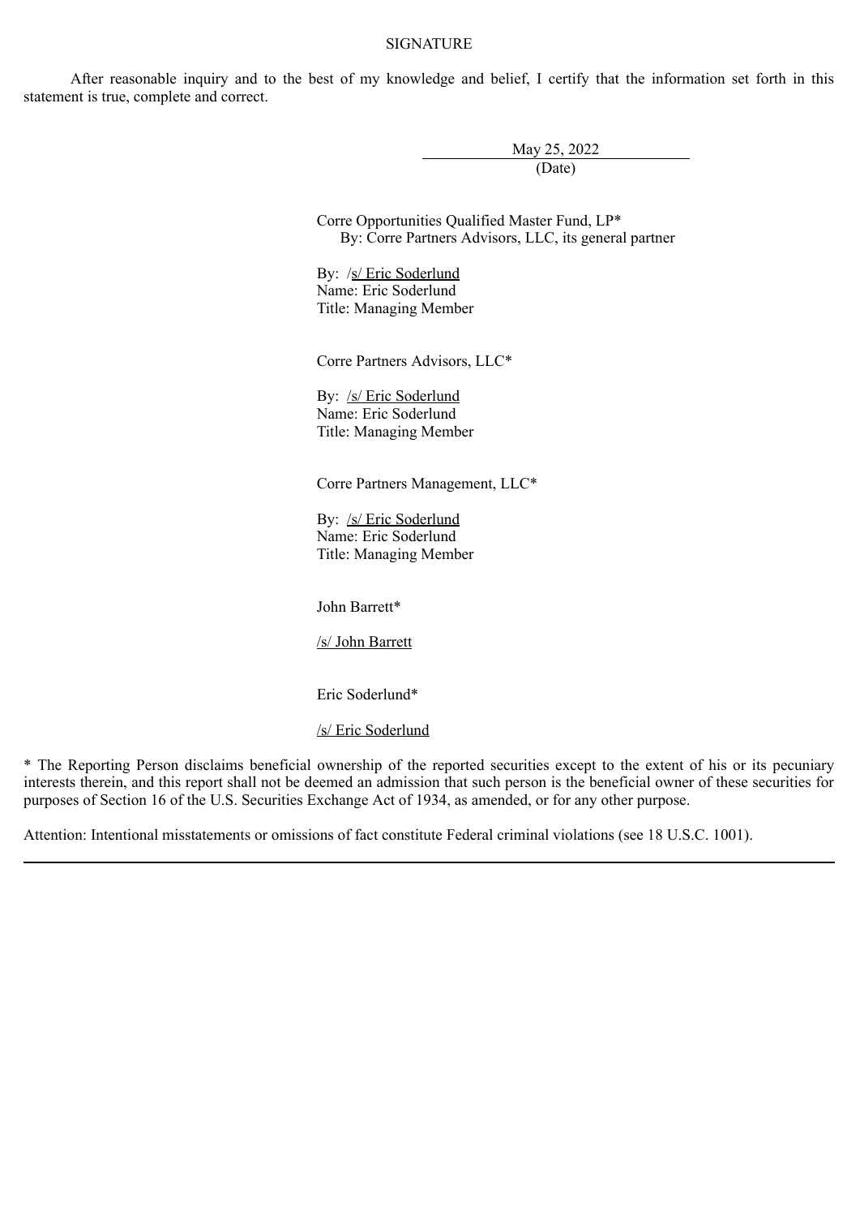SIGNATURE

After reasonable inquiry and to the best of my knowledge and belief, I certify that the information set forth in this statement is true, complete and correct.

May 25, 2022
(Date)

Corre Opportunities Qualified Master Fund, LP*
By: Corre Partners Advisors, LLC, its general partner

By: /s/ Eric Soderlund
Name: Eric Soderlund
Title: Managing Member

Corre Partners Advisors, LLC*

By: /s/ Eric Soderlund
Name: Eric Soderlund
Title: Managing Member

Corre Partners Management, LLC*

By: /s/ Eric Soderlund
Name: Eric Soderlund
Title: Managing Member

John Barrett*

/s/ John Barrett

Eric Soderlund*

/s/ Eric Soderlund

* The Reporting Person disclaims beneficial ownership of the reported securities except to the extent of his or its pecuniary interests therein, and this report shall not be deemed an admission that such person is the beneficial owner of these securities for purposes of Section 16 of the U.S. Securities Exchange Act of 1934, as amended, or for any other purpose.

Attention: Intentional misstatements or omissions of fact constitute Federal criminal violations (see 18 U.S.C. 1001).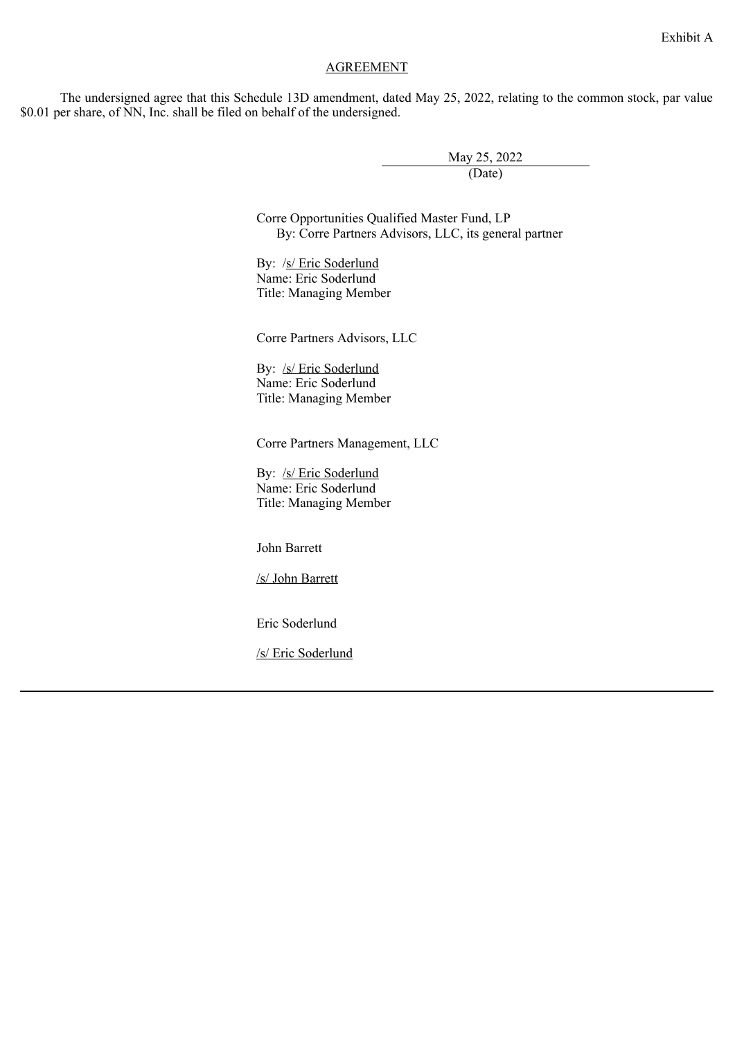Exhibit A

AGREEMENT

The undersigned agree that this Schedule 13D amendment, dated May 25, 2022, relating to the common stock, par value $0.01 per share, of NN, Inc. shall be filed on behalf of the undersigned.

May 25, 2022
(Date)

Corre Opportunities Qualified Master Fund, LP
By: Corre Partners Advisors, LLC, its general partner

By: /s/ Eric Soderlund
Name: Eric Soderlund
Title: Managing Member

Corre Partners Advisors, LLC

By: /s/ Eric Soderlund
Name: Eric Soderlund
Title: Managing Member

Corre Partners Management, LLC

By: /s/ Eric Soderlund
Name: Eric Soderlund
Title: Managing Member

John Barrett

/s/ John Barrett

Eric Soderlund

/s/ Eric Soderlund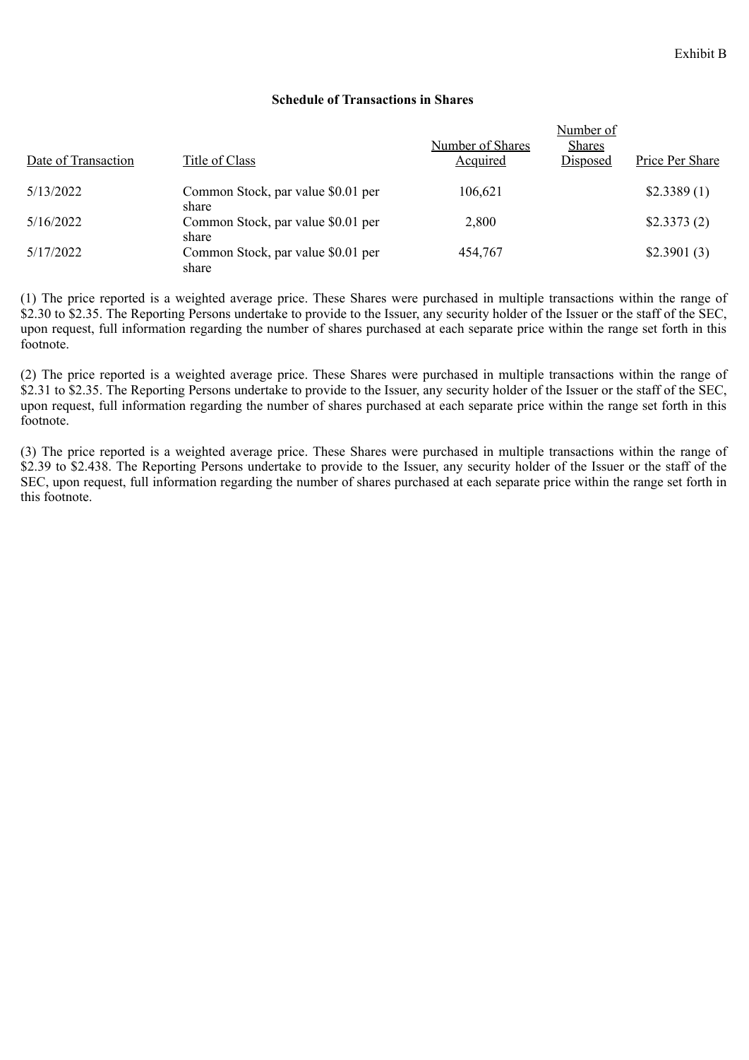Exhibit B

**Schedule of Transactions in Shares**

| Date of Transaction | Title of Class | Number of Shares Acquired | Number of Shares Disposed | Price Per Share |
| --- | --- | --- | --- | --- |
| 5/13/2022 | Common Stock, par value $0.01 per share | 106,621 | | $2.3389 (1) |
| 5/16/2022 | Common Stock, par value $0.01 per share | 2,800 | | $2.3373 (2) |
| 5/17/2022 | Common Stock, par value $0.01 per share | 454,767 | | $2.3901 (3) |

(1) The price reported is a weighted average price. These Shares were purchased in multiple transactions within the range of $2.30 to $2.35. The Reporting Persons undertake to provide to the Issuer, any security holder of the Issuer or the staff of the SEC, upon request, full information regarding the number of shares purchased at each separate price within the range set forth in this footnote.

(2) The price reported is a weighted average price. These Shares were purchased in multiple transactions within the range of $2.31 to $2.35. The Reporting Persons undertake to provide to the Issuer, any security holder of the Issuer or the staff of the SEC, upon request, full information regarding the number of shares purchased at each separate price within the range set forth in this footnote.

(3) The price reported is a weighted average price. These Shares were purchased in multiple transactions within the range of $2.39 to $2.438. The Reporting Persons undertake to provide to the Issuer, any security holder of the Issuer or the staff of the SEC, upon request, full information regarding the number of shares purchased at each separate price within the range set forth in this footnote.